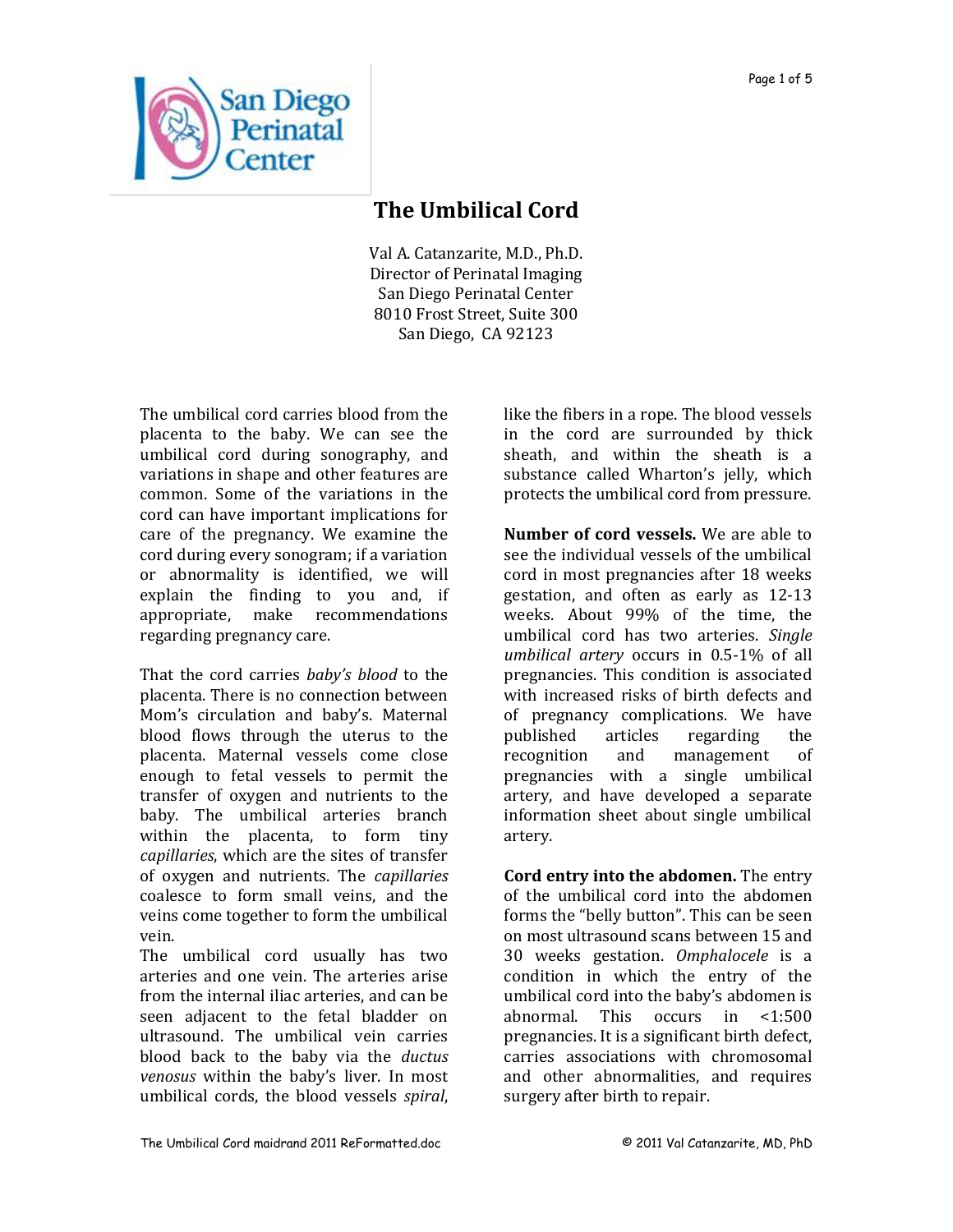# The Umbilical Cord

Val A. Catanzarite, M.D., Ph.D.
Director of Perinatal Imaging
San Diego Perinatal Center
8010 Frost Street, Suite 300
San Diego, CA 92123

The umbilical cord carries blood from the placenta to the baby. We can see the umbilical cord during sonography, and variations in shape and other features are common. Some of the variations in the cord can have important implications for care of the pregnancy. We examine the cord during every sonogram; if a variation or abnormality is identified, we will explain the finding to you and, if appropriate, make recommendations regarding pregnancy care.

That the cord carries *baby's blood* to the placenta. There is no connection between Mom's circulation and baby's. Maternal blood flows through the uterus to the placenta. Maternal vessels come close enough to fetal vessels to permit the transfer of oxygen and nutrients to the baby. The umbilical arteries branch within the placenta, to form tiny *capillaries,* which are the sites of transfer of oxygen and nutrients. The *capillaries* coalesce to form small veins, and the veins come together to form the umbilical vein.

The umbilical cord usually has two arteries and one vein. The arteries arise from the internal iliac arteries, and can be seen adjacent to the fetal bladder on ultrasound. The umbilical vein carries blood back to the baby via the *ductus venosus* within the baby's liver. In most umbilical cords, the blood vessels *spiral*, like the fibers in a rope. The blood vessels in the cord are surrounded by thick sheath, and within the sheath is a substance called Wharton's jelly, which protects the umbilical cord from pressure.

**Number of cord vessels.** We are able to see the individual vessels of the umbilical cord in most pregnancies after 18 weeks gestation, and often as early as 12-13 weeks. About 99% of the time, the umbilical cord has two arteries. *Single umbilical artery* occurs in 0.5-1% of all pregnancies. This condition is associated with increased risks of birth defects and of pregnancy complications. We have published articles regarding the recognition and management of pregnancies with a single umbilical artery, and have developed a separate information sheet about single umbilical artery.

**Cord entry into the abdomen.** The entry of the umbilical cord into the abdomen forms the "belly button". This can be seen on most ultrasound scans between 15 and 30 weeks gestation. *Omphalocele* is a condition in which the entry of the umbilical cord into the baby's abdomen is abnormal. This occurs in <1:500 pregnancies. It is a significant birth defect, carries associations with chromosomal and other abnormalities, and requires surgery after birth to repair.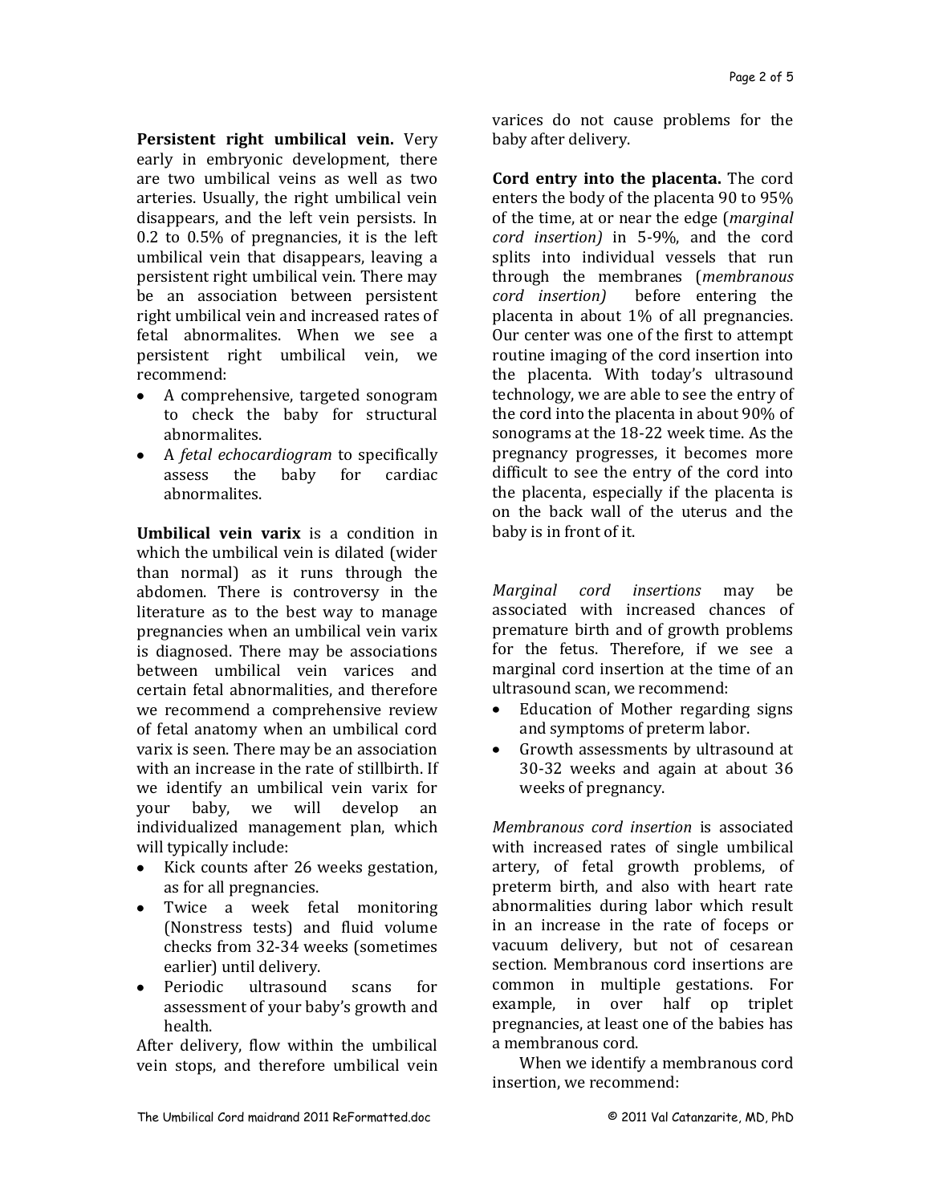**Persistent right umbilical vein.** Very early in embryonic development, there are two umbilical veins as well as two arteries. Usually, the right umbilical vein disappears, and the left vein persists. In 0.2 to 0.5% of pregnancies, it is the left umbilical vein that disappears, leaving a persistent right umbilical vein. There may be an association between persistent right umbilical vein and increased rates of fetal abnormalites. When we see a persistent right umbilical vein, we recommend:

- A comprehensive, targeted sonogram to check the baby for structural abnormalites.
- A *fetal echocardiogram* to specifically assess the baby for cardiac abnormalites.

**Umbilical vein varix** is a condition in which the umbilical vein is dilated (wider than normal) as it runs through the abdomen. There is controversy in the literature as to the best way to manage pregnancies when an umbilical vein varix is diagnosed. There may be associations between umbilical vein varices and certain fetal abnormalities, and therefore we recommend a comprehensive review of fetal anatomy when an umbilical cord varix is seen. There may be an association with an increase in the rate of stillbirth. If we identify an umbilical vein varix for your baby, we will develop an individualized management plan, which will typically include:

- Kick counts after 26 weeks gestation, as for all pregnancies.
- Twice a week fetal monitoring (Nonstress tests) and fluid volume checks from 32-34 weeks (sometimes earlier) until delivery.
- Periodic ultrasound scans for assessment of your baby's growth and health.

After delivery, flow within the umbilical vein stops, and therefore umbilical vein varices do not cause problems for the baby after delivery.

**Cord entry into the placenta.** The cord enters the body of the placenta 90 to 95% of the time, at or near the edge (*marginal cord insertion)* in 5-9%, and the cord splits into individual vessels that run through the membranes (*membranous cord insertion)* before entering the placenta in about 1% of all pregnancies. Our center was one of the first to attempt routine imaging of the cord insertion into the placenta. With today's ultrasound technology, we are able to see the entry of the cord into the placenta in about 90% of sonograms at the 18-22 week time. As the pregnancy progresses, it becomes more difficult to see the entry of the cord into the placenta, especially if the placenta is on the back wall of the uterus and the baby is in front of it.

*Marginal cord insertions* may be associated with increased chances of premature birth and of growth problems for the fetus. Therefore, if we see a marginal cord insertion at the time of an ultrasound scan, we recommend:

- Education of Mother regarding signs and symptoms of preterm labor.
- Growth assessments by ultrasound at 30-32 weeks and again at about 36 weeks of pregnancy.

*Membranous cord insertion* is associated with increased rates of single umbilical artery, of fetal growth problems, of preterm birth, and also with heart rate abnormalities during labor which result in an increase in the rate of foceps or vacuum delivery, but not of cesarean section. Membranous cord insertions are common in multiple gestations. For example, in over half op triplet pregnancies, at least one of the babies has a membranous cord.

When we identify a membranous cord insertion, we recommend: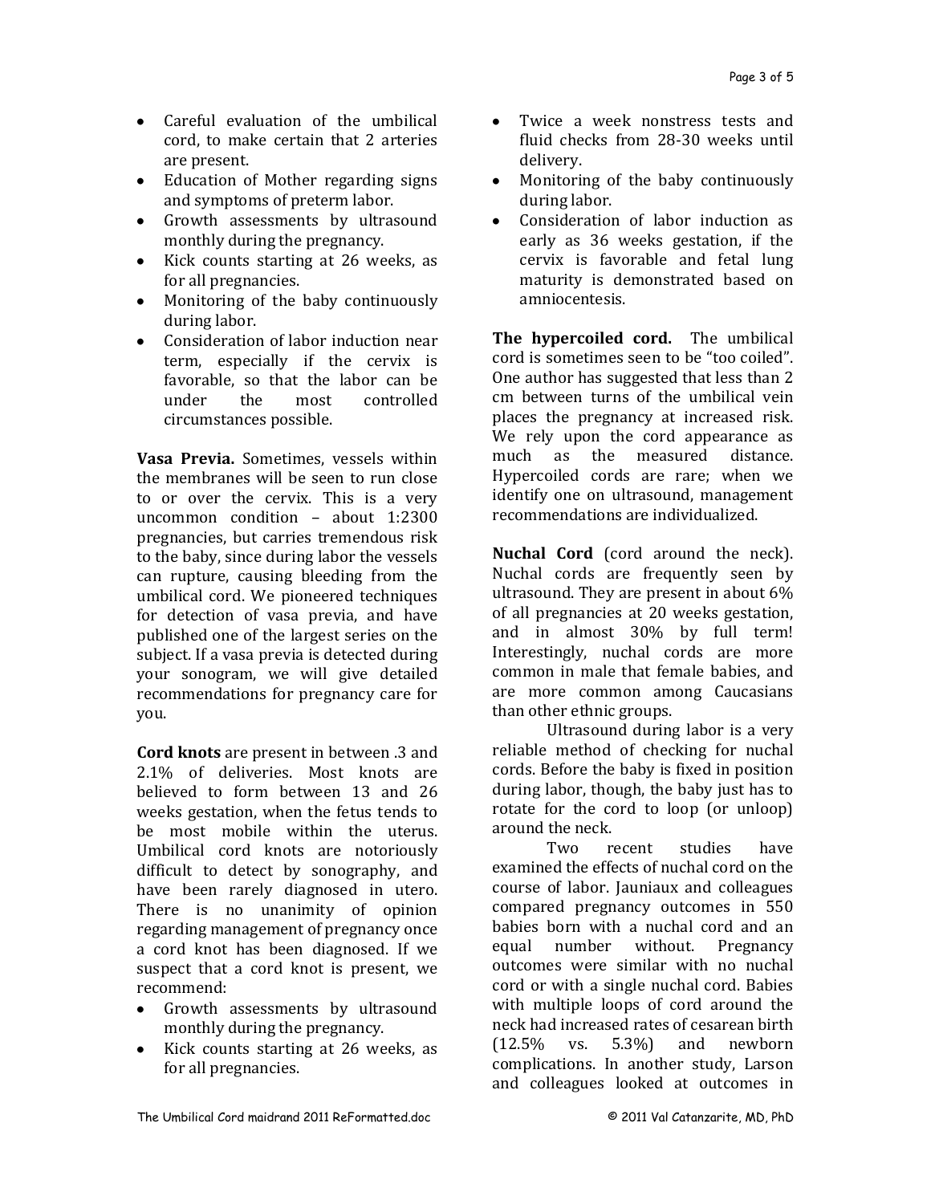- Careful evaluation of the umbilical cord, to make certain that 2 arteries are present.
- Education of Mother regarding signs and symptoms of preterm labor.
- Growth assessments by ultrasound monthly during the pregnancy.
- Kick counts starting at 26 weeks, as for all pregnancies.
- Monitoring of the baby continuously during labor.
- Consideration of labor induction near term, especially if the cervix is favorable, so that the labor can be under the most controlled circumstances possible.

**Vasa Previa.** Sometimes, vessels within the membranes will be seen to run close to or over the cervix. This is a very uncommon condition – about 1:2300 pregnancies, but carries tremendous risk to the baby, since during labor the vessels can rupture, causing bleeding from the umbilical cord. We pioneered techniques for detection of vasa previa, and have published one of the largest series on the subject. If a vasa previa is detected during your sonogram, we will give detailed recommendations for pregnancy care for you.

**Cord knots** are present in between .3 and 2.1% of deliveries. Most knots are believed to form between 13 and 26 weeks gestation, when the fetus tends to be most mobile within the uterus. Umbilical cord knots are notoriously difficult to detect by sonography, and have been rarely diagnosed in utero. There is no unanimity of opinion regarding management of pregnancy once a cord knot has been diagnosed. If we suspect that a cord knot is present, we recommend:

- Growth assessments by ultrasound monthly during the pregnancy.
- Kick counts starting at 26 weeks, as for all pregnancies.
- Twice a week nonstress tests and fluid checks from 28-30 weeks until delivery.
- Monitoring of the baby continuously during labor.
- Consideration of labor induction as early as 36 weeks gestation, if the cervix is favorable and fetal lung maturity is demonstrated based on amniocentesis.

**The hypercoiled cord.** The umbilical cord is sometimes seen to be "too coiled". One author has suggested that less than 2 cm between turns of the umbilical vein places the pregnancy at increased risk. We rely upon the cord appearance as much as the measured distance. Hypercoiled cords are rare; when we identify one on ultrasound, management recommendations are individualized.

**Nuchal Cord** (cord around the neck). Nuchal cords are frequently seen by ultrasound. They are present in about 6% of all pregnancies at 20 weeks gestation, and in almost 30% by full term! Interestingly, nuchal cords are more common in male that female babies, and are more common among Caucasians than other ethnic groups.

Ultrasound during labor is a very reliable method of checking for nuchal cords. Before the baby is fixed in position during labor, though, the baby just has to rotate for the cord to loop (or unloop) around the neck.

Two recent studies have examined the effects of nuchal cord on the course of labor. Jauniaux and colleagues compared pregnancy outcomes in 550 babies born with a nuchal cord and an equal number without. Pregnancy outcomes were similar with no nuchal cord or with a single nuchal cord. Babies with multiple loops of cord around the neck had increased rates of cesarean birth (12.5% vs. 5.3%) and newborn complications. In another study, Larson and colleagues looked at outcomes in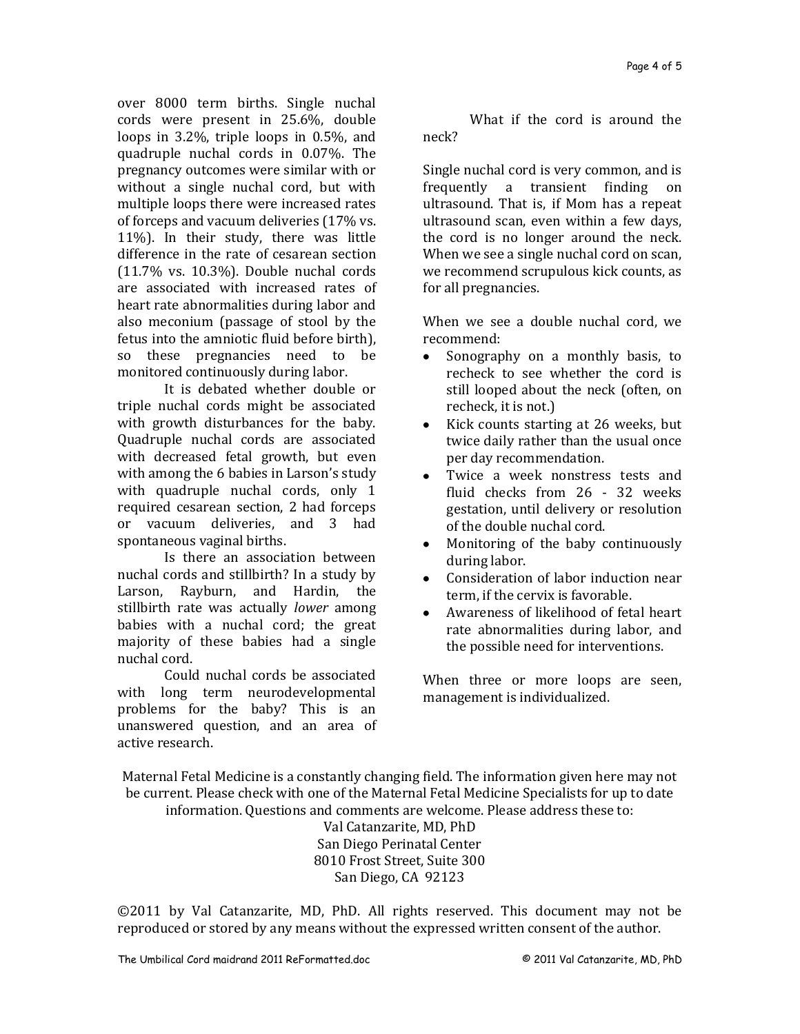over 8000 term births. Single nuchal cords were present in 25.6%, double loops in 3.2%, triple loops in 0.5%, and quadruple nuchal cords in 0.07%. The pregnancy outcomes were similar with or without a single nuchal cord, but with multiple loops there were increased rates of forceps and vacuum deliveries (17% vs. 11%). In their study, there was little difference in the rate of cesarean section (11.7% vs. 10.3%). Double nuchal cords are associated with increased rates of heart rate abnormalities during labor and also meconium (passage of stool by the fetus into the amniotic fluid before birth), so these pregnancies need to be monitored continuously during labor.

It is debated whether double or triple nuchal cords might be associated with growth disturbances for the baby. Quadruple nuchal cords are associated with decreased fetal growth, but even with among the 6 babies in Larson's study with quadruple nuchal cords, only 1 required cesarean section, 2 had forceps or vacuum deliveries, and 3 had spontaneous vaginal births.

Is there an association between nuchal cords and stillbirth? In a study by Larson, Rayburn, and Hardin, the stillbirth rate was actually *lower* among babies with a nuchal cord; the great majority of these babies had a single nuchal cord.

Could nuchal cords be associated with long term neurodevelopmental problems for the baby? This is an unanswered question, and an area of active research.

What if the cord is around the neck?

Single nuchal cord is very common, and is frequently a transient finding on ultrasound. That is, if Mom has a repeat ultrasound scan, even within a few days, the cord is no longer around the neck. When we see a single nuchal cord on scan, we recommend scrupulous kick counts, as for all pregnancies.

When we see a double nuchal cord, we recommend:

- Sonography on a monthly basis, to recheck to see whether the cord is still looped about the neck (often, on recheck, it is not.)
- Kick counts starting at 26 weeks, but twice daily rather than the usual once per day recommendation.
- Twice a week nonstress tests and fluid checks from 26 - 32 weeks gestation, until delivery or resolution of the double nuchal cord.
- Monitoring of the baby continuously during labor.
- Consideration of labor induction near term, if the cervix is favorable.
- Awareness of likelihood of fetal heart rate abnormalities during labor, and the possible need for interventions.

When three or more loops are seen, management is individualized.

Maternal Fetal Medicine is a constantly changing field. The information given here may not be current. Please check with one of the Maternal Fetal Medicine Specialists for up to date information. Questions and comments are welcome. Please address these to:

Val Catanzarite, MD, PhD
San Diego Perinatal Center
8010 Frost Street, Suite 300
San Diego, CA 92123

©2011 by Val Catanzarite, MD, PhD. All rights reserved. This document may not be reproduced or stored by any means without the expressed written consent of the author.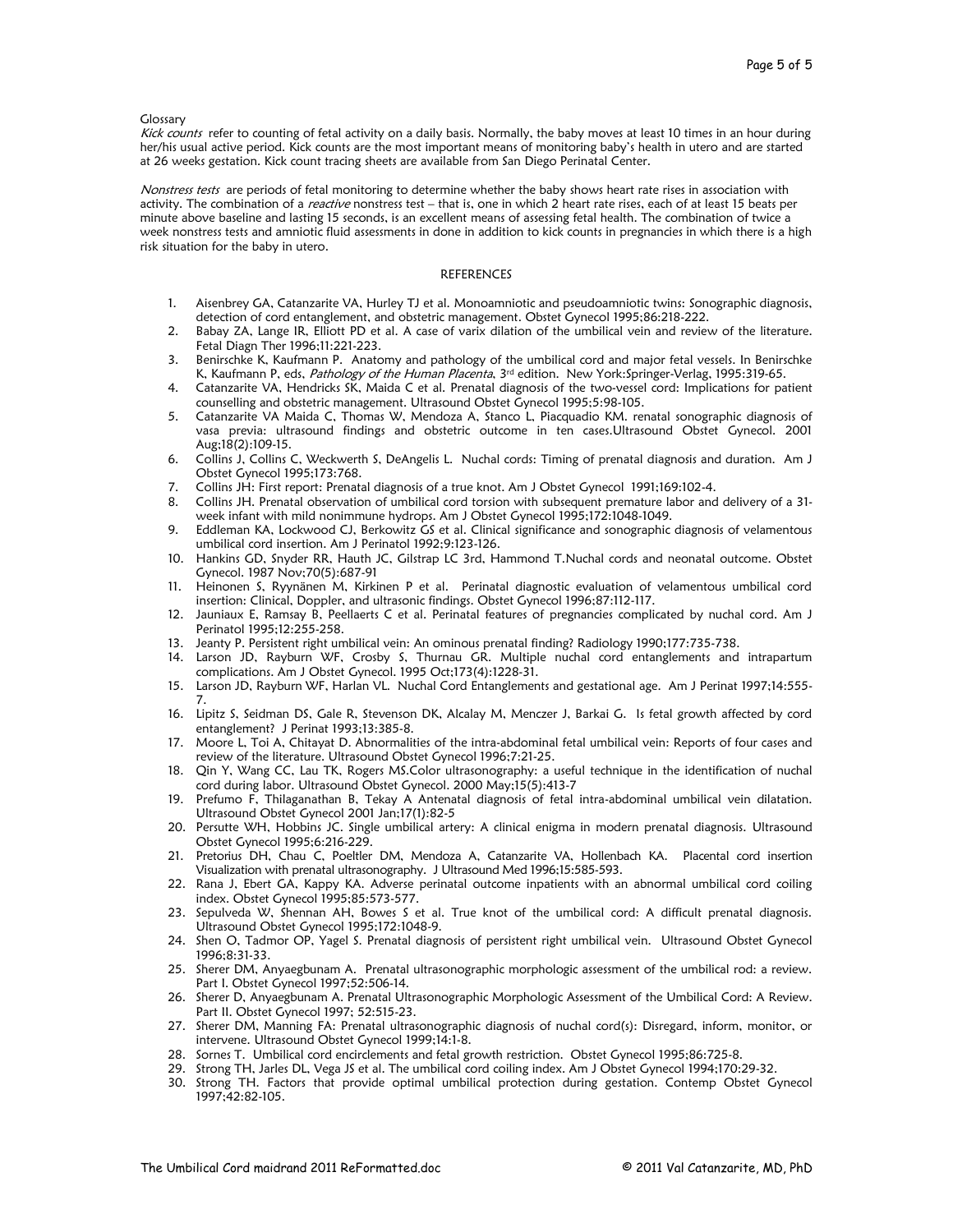Glossary

*Kick counts* refer to counting of fetal activity on a daily basis. Normally, the baby moves at least 10 times in an hour during her/his usual active period. Kick counts are the most important means of monitoring baby's health in utero and are started at 26 weeks gestation. Kick count tracing sheets are available from San Diego Perinatal Center.

*Nonstress tests* are periods of fetal monitoring to determine whether the baby shows heart rate rises in association with activity. The combination of a *reactive* nonstress test – that is, one in which 2 heart rate rises, each of at least 15 beats per minute above baseline and lasting 15 seconds, is an excellent means of assessing fetal health. The combination of twice a week nonstress tests and amniotic fluid assessments in done in addition to kick counts in pregnancies in which there is a high risk situation for the baby in utero.

## REFERENCES

1. Aisenbrey GA, Catanzarite VA, Hurley TJ et al. Monoamniotic and pseudoamniotic twins: Sonographic diagnosis, detection of cord entanglement, and obstetric management. Obstet Gynecol 1995;86:218-222.
2. Babay ZA, Lange IR, Elliott PD et al. A case of varix dilation of the umbilical vein and review of the literature. Fetal Diagn Ther 1996;11:221-223.
3. Benirschke K, Kaufmann P. Anatomy and pathology of the umbilical cord and major fetal vessels. In Benirschke K, Kaufmann P, eds, *Pathology of the Human Placenta*, 3rd edition. New York:Springer-Verlag, 1995:319-65.
4. Catanzarite VA, Hendricks SK, Maida C et al. Prenatal diagnosis of the two-vessel cord: Implications for patient counselling and obstetric management. Ultrasound Obstet Gynecol 1995;5:98-105.
5. Catanzarite VA Maida C, Thomas W, Mendoza A, Stanco L, Piacquadio KM. renatal sonographic diagnosis of vasa previa: ultrasound findings and obstetric outcome in ten cases.Ultrasound Obstet Gynecol. 2001 Aug;18(2):109-15.
6. Collins J, Collins C, Weckwerth S, DeAngelis L. Nuchal cords: Timing of prenatal diagnosis and duration. Am J Obstet Gynecol 1995;173:768.
7. Collins JH: First report: Prenatal diagnosis of a true knot. Am J Obstet Gynecol 1991;169:102-4.
8. Collins JH. Prenatal observation of umbilical cord torsion with subsequent premature labor and delivery of a 31-week infant with mild nonimmune hydrops. Am J Obstet Gynecol 1995;172:1048-1049.
9. Eddleman KA, Lockwood CJ, Berkowitz GS et al. Clinical significance and sonographic diagnosis of velamentous umbilical cord insertion. Am J Perinatol 1992;9:123-126.
10. Hankins GD, Snyder RR, Hauth JC, Gilstrap LC 3rd, Hammond T.Nuchal cords and neonatal outcome. Obstet Gynecol. 1987 Nov;70(5):687-91
11. Heinonen S, Ryynänen M, Kirkinen P et al. Perinatal diagnostic evaluation of velamentous umbilical cord insertion: Clinical, Doppler, and ultrasonic findings. Obstet Gynecol 1996;87:112-117.
12. Jauniaux E, Ramsay B, Peellaerts C et al. Perinatal features of pregnancies complicated by nuchal cord. Am J Perinatol 1995;12:255-258.
13. Jeanty P. Persistent right umbilical vein: An ominous prenatal finding? Radiology 1990;177:735-738.
14. Larson JD, Rayburn WF, Crosby S, Thurnau GR. Multiple nuchal cord entanglements and intrapartum complications. Am J Obstet Gynecol. 1995 Oct;173(4):1228-31.
15. Larson JD, Rayburn WF, Harlan VL. Nuchal Cord Entanglements and gestational age. Am J Perinat 1997;14:555-7.
16. Lipitz S, Seidman DS, Gale R, Stevenson DK, Alcalay M, Menczer J, Barkai G. Is fetal growth affected by cord entanglement? J Perinat 1993;13:385-8.
17. Moore L, Toi A, Chitayat D. Abnormalities of the intra-abdominal fetal umbilical vein: Reports of four cases and review of the literature. Ultrasound Obstet Gynecol 1996;7:21-25.
18. Qin Y, Wang CC, Lau TK, Rogers MS.Color ultrasonography: a useful technique in the identification of nuchal cord during labor. Ultrasound Obstet Gynecol. 2000 May;15(5):413-7
19. Prefumo F, Thilaganathan B, Tekay A Antenatal diagnosis of fetal intra-abdominal umbilical vein dilatation. Ultrasound Obstet Gynecol 2001 Jan;17(1):82-5
20. Persutte WH, Hobbins JC. Single umbilical artery: A clinical enigma in modern prenatal diagnosis. Ultrasound Obstet Gynecol 1995;6:216-229.
21. Pretorius DH, Chau C, Poeltler DM, Mendoza A, Catanzarite VA, Hollenbach KA. Placental cord insertion Visualization with prenatal ultrasonography. J Ultrasound Med 1996;15:585-593.
22. Rana J, Ebert GA, Kappy KA. Adverse perinatal outcome inpatients with an abnormal umbilical cord coiling index. Obstet Gynecol 1995;85:573-577.
23. Sepulveda W, Shennan AH, Bowes S et al. True knot of the umbilical cord: A difficult prenatal diagnosis. Ultrasound Obstet Gynecol 1995;172:1048-9.
24. Shen O, Tadmor OP, Yagel S. Prenatal diagnosis of persistent right umbilical vein. Ultrasound Obstet Gynecol 1996;8:31-33.
25. Sherer DM, Anyaegbunam A. Prenatal ultrasonographic morphologic assessment of the umbilical rod: a review. Part I. Obstet Gynecol 1997;52:506-14.
26. Sherer D, Anyaegbunam A. Prenatal Ultrasonographic Morphologic Assessment of the Umbilical Cord: A Review. Part II. Obstet Gynecol 1997; 52:515-23.
27. Sherer DM, Manning FA: Prenatal ultrasonographic diagnosis of nuchal cord(s): Disregard, inform, monitor, or intervene. Ultrasound Obstet Gynecol 1999;14:1-8.
28. Sornes T. Umbilical cord encirclements and fetal growth restriction. Obstet Gynecol 1995;86:725-8.
29. Strong TH, Jarles DL, Vega JS et al. The umbilical cord coiling index. Am J Obstet Gynecol 1994;170:29-32.
30. Strong TH. Factors that provide optimal umbilical protection during gestation. Contemp Obstet Gynecol 1997;42:82-105.

The Umbilical Cord maidrand 2011 ReFormatted.doc © 2011 Val Catanzarite, MD, PhD